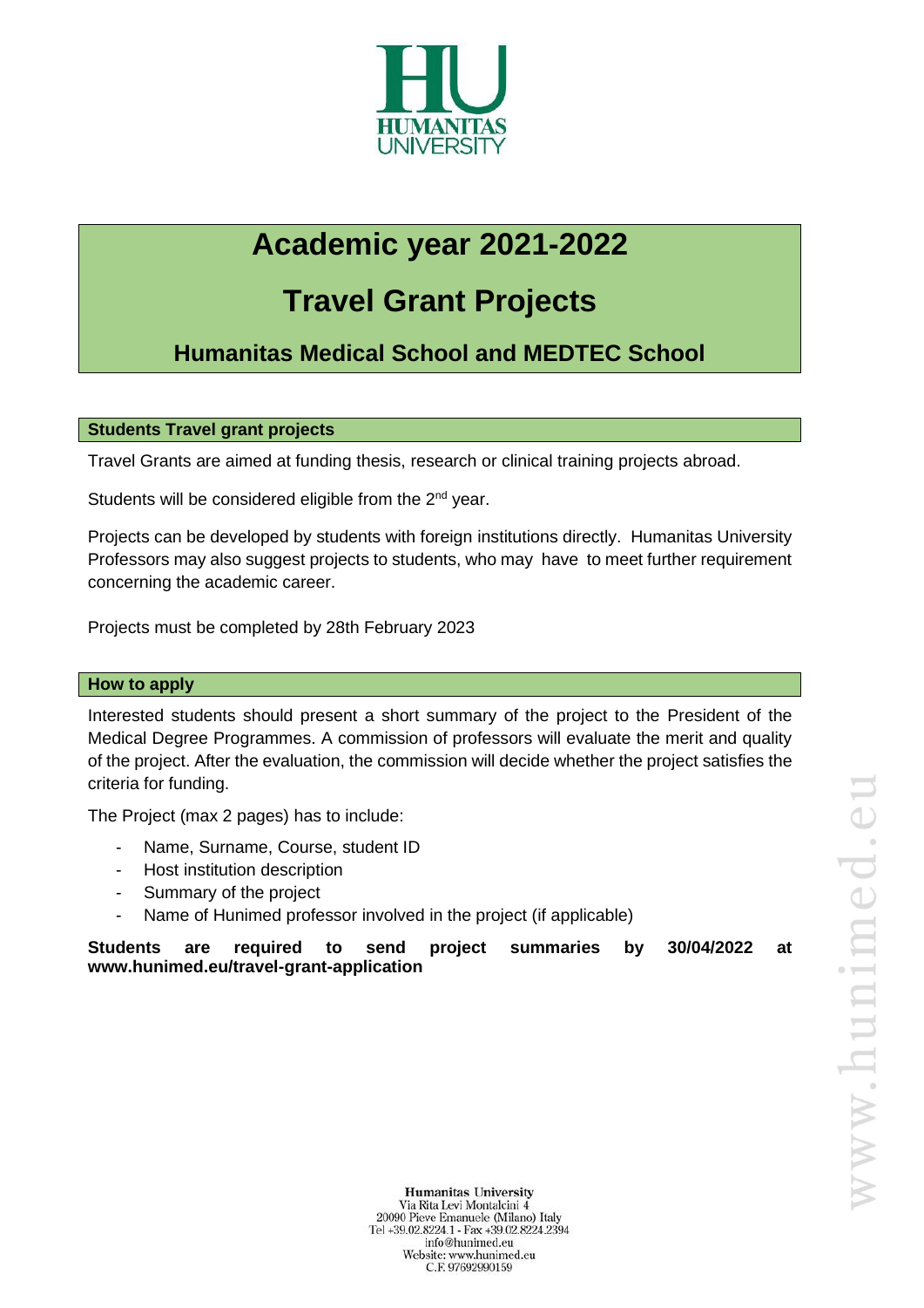# Academic year 2021-2022

# Travel Grant Projects

## Humanitas Medical School and MEDTEC School

### Students Travel grant projects

Travel Grants are aimed at funding thesis, research or clinical training projects abroad.

Students will be considered eligible from the 2nd year.

Projects can be developed by students with foreign institutions directly. Humanitas University Professors may also suggest projects to students, who may have to meet further requirement concerning the academic career.

Projects must be completed by 28th February 2023

### How to apply

Interested students should present a short summary of the project to the President of the Medical Degree Programmes. A commission of professors will evaluate the merit and quality of the project. After the evaluation, the commission will decide whether the project satisfies the criteria for funding.

The Project (max 2 pages) has to include:

- Name, Surname, Course, student ID
- Host institution description
- Summary of the project
- Name of Hunimed professor involved in the project (if applicable)

**Students are required to send project summaries by 30/04/2022 at www.hunimed.eu/travel-grant-application**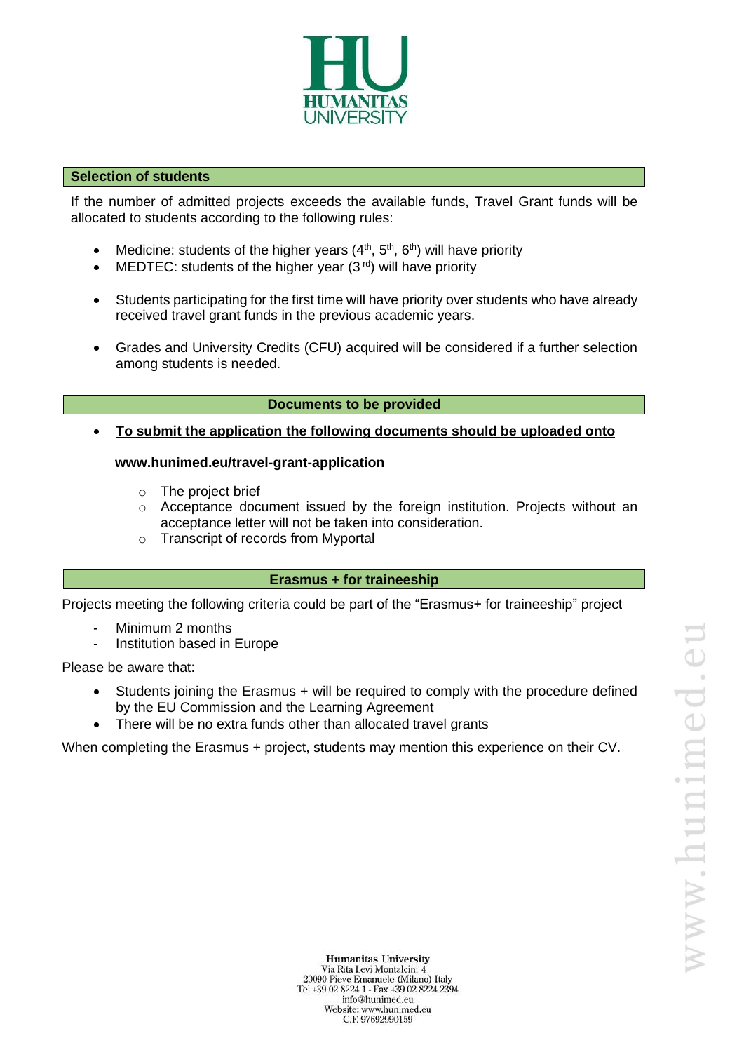## Selection of students

If the number of admitted projects exceeds the available funds, Travel Grant funds will be allocated to students according to the following rules:

- Medicine: students of the higher years ($4^{th}$, $5^{th}$, $6^{th}$) will have priority
- MEDTEC: students of the higher year ($3^{rd}$) will have priority

- Students participating for the first time will have priority over students who have already received travel grant funds in the previous academic years.

- Grades and University Credits (CFU) acquired will be considered if a further selection among students is needed.

## Documents to be provided

- **To submit the application the following documents should be uploaded onto**

  **www.hunimed.eu/travel-grant-application**

  - The project brief
  - Acceptance document issued by the foreign institution. Projects without an acceptance letter will not be taken into consideration.
  - Transcript of records from Myportal

## Erasmus + for traineeship

Projects meeting the following criteria could be part of the "Erasmus+ for traineeship" project

- Minimum 2 months
- Institution based in Europe

Please be aware that:

- Students joining the Erasmus + will be required to comply with the procedure defined by the EU Commission and the Learning Agreement
- There will be no extra funds other than allocated travel grants

When completing the Erasmus + project, students may mention this experience on their CV.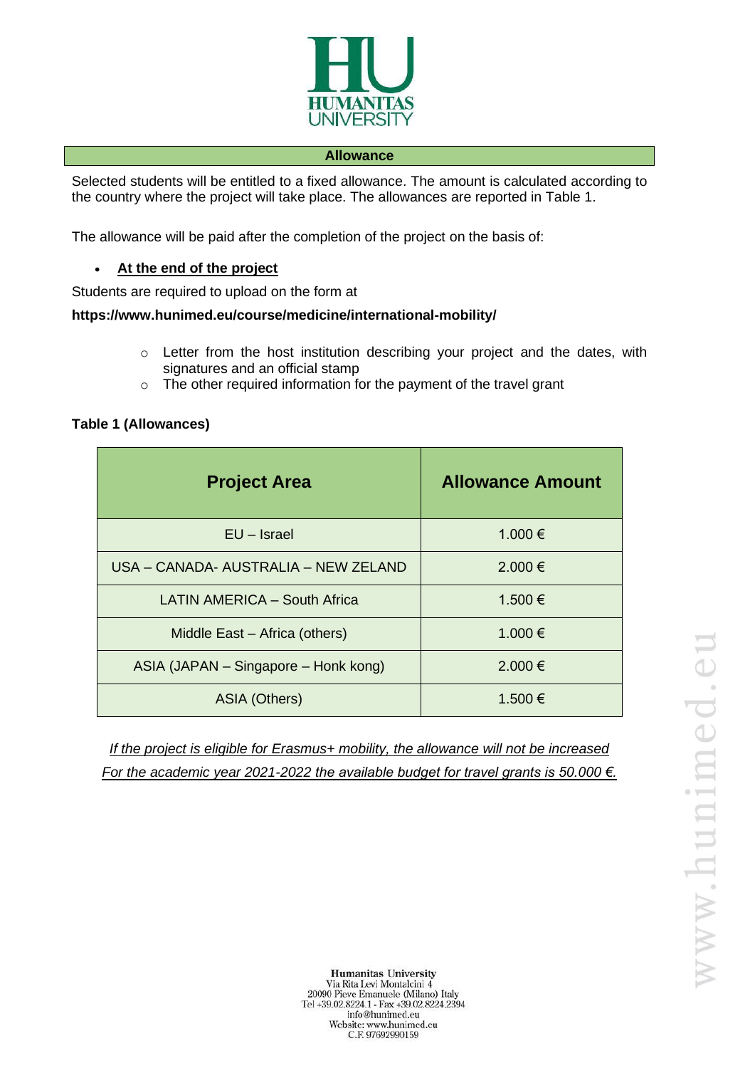## Allowance

Selected students will be entitled to a fixed allowance. The amount is calculated according to the country where the project will take place. The allowances are reported in Table 1.

The allowance will be paid after the completion of the project on the basis of:

- **At the end of the project**

Students are required to upload on the form at

**https://www.hunimed.eu/course/medicine/international-mobility/**

   - Letter from the host institution describing your project and the dates, with signatures and an official stamp
   - The other required information for the payment of the travel grant

**Table 1 (Allowances)**

| Project Area | Allowance Amount |
|---|---|
| EU – Israel | 1.000 € |
| USA – CANADA- AUSTRALIA – NEW ZELAND | 2.000 € |
| LATIN AMERICA – South Africa | 1.500 € |
| Middle East – Africa (others) | 1.000 € |
| ASIA (JAPAN – Singapore – Honk kong) | 2.000 € |
| ASIA (Others) | 1.500 € |

*If the project is eligible for Erasmus+ mobility, the allowance will not be increased*

*For the academic year 2021-2022 the available budget for travel grants is 50.000 €.*